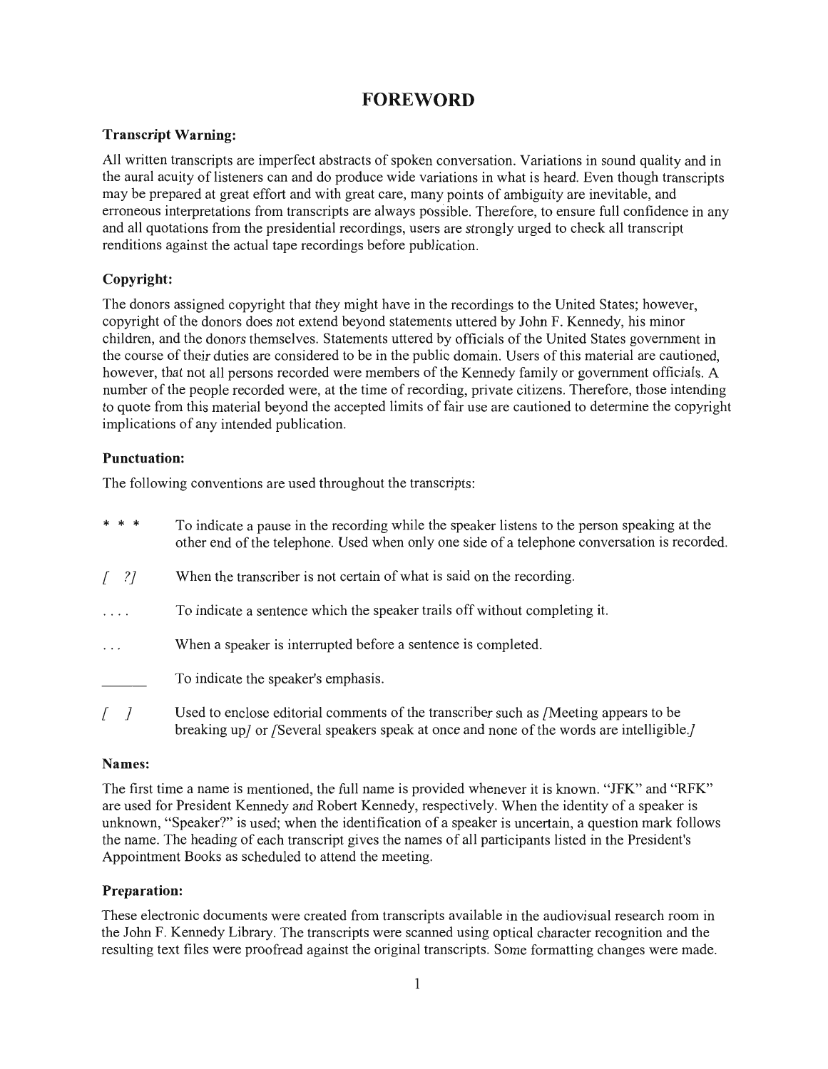# FOREWORD

### Transcript Warning:

All written transcripts are imperfect abstracts of spoken conversation. Variations in sound quality and in the aural acuity of listeners can and do produce wide variations in what is heard. Even though transcripts may be prepared at great effort and with great care, many points of ambiguity are inevitable, and erroneous interpretations from transcripts are always possible. Therefore, to ensure full confidence in any and all quotations from the presidential recordings, users are strongly urged to check all transcript renditions against the actual tape recordings before publication.

### Copyright:

The donors assigned copyright that they might have in the recordings to the United States; however, copyright of the donors does not extend beyond statements uttered by John F. Kennedy, his minor children, and the donors themselves. Statements uttered by officials of the United States government in the course of their duties are considered to be in the public domain. Users of this material are cautioned, however, that not all persons recorded were members of the Kennedy family or government officials. A number of the people recorded were, at the time of recording, private citizens. Therefore, those intending to quote from this material beyond the accepted limits of fair use are cautioned to determine the copyright implications of any intended publication.

### Punctuation:

The following conventions are used throughout the transcripts:

- `* * *` To indicate a pause in the recording while the speaker listens to the person speaking at the other end of the telephone. Used when only one side of a telephone conversation is recorded.
- *[ ?]* When the transcriber is not certain of what is said on the recording.
- `. . . .` To indicate a sentence which the speaker trails off without completing it.
- `. . .` When a speaker is interrupted before a sentence is completed.
- `______` To indicate the speaker's emphasis.
- *[ ]* Used to enclose editorial comments of the transcriber such as *[Meeting appears to be breaking up]* or *[Several speakers speak at once and none of the words are intelligible.]*

### Names:

The first time a name is mentioned, the full name is provided whenever it is known. "JFK" and "RFK" are used for President Kennedy and Robert Kennedy, respectively. When the identity of a speaker is unknown, "Speaker?" is used; when the identification of a speaker is uncertain, a question mark follows the name. The heading of each transcript gives the names of all participants listed in the President's Appointment Books as scheduled to attend the meeting.

### Preparation:

These electronic documents were created from transcripts available in the audiovisual research room in the John F. Kennedy Library. The transcripts were scanned using optical character recognition and the resulting text files were proofread against the original transcripts. Some formatting changes were made.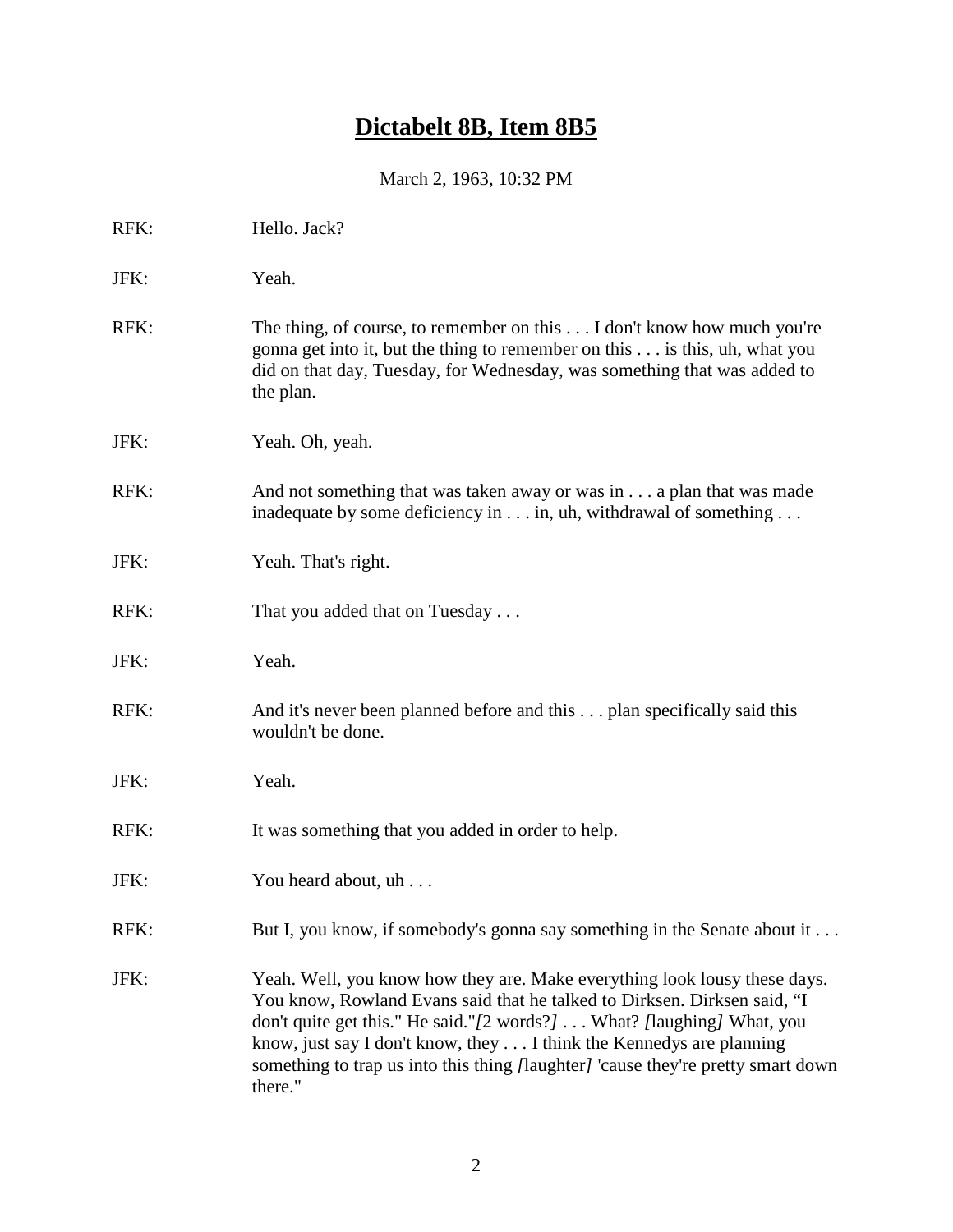# Dictabelt 8B, Item 8B5

March 2, 1963, 10:32 PM

RFK: Hello. Jack?

JFK: Yeah.

RFK: The thing, of course, to remember on this . . . I don't know how much you're gonna get into it, but the thing to remember on this . . . is this, uh, what you did on that day, Tuesday, for Wednesday, was something that was added to the plan.

JFK: Yeah. Oh, yeah.

RFK: And not something that was taken away or was in . . . a plan that was made inadequate by some deficiency in . . . in, uh, withdrawal of something . . .

JFK: Yeah. That's right.

RFK: That you added that on Tuesday . . .

JFK: Yeah.

RFK: And it's never been planned before and this . . . plan specifically said this wouldn't be done.

JFK: Yeah.

RFK: It was something that you added in order to help.

JFK: You heard about, uh . . .

RFK: But I, you know, if somebody's gonna say something in the Senate about it . . .

JFK: Yeah. Well, you know how they are. Make everything look lousy these days. You know, Rowland Evans said that he talked to Dirksen. Dirksen said, "I don't quite get this." He said."*[*2 words?*]* . . . What? *[*laughing*]* What, you know, just say I don't know, they . . . I think the Kennedys are planning something to trap us into this thing *[*laughter*]* 'cause they're pretty smart down there."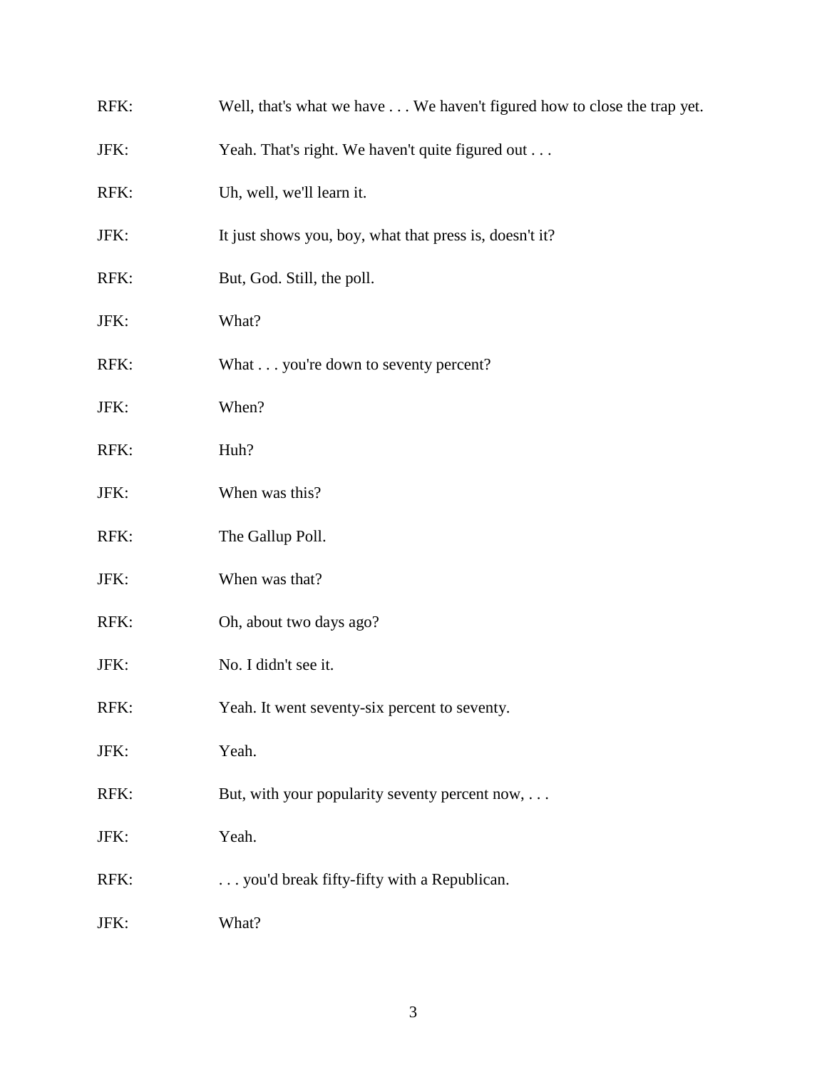RFK: Well, that's what we have . . . We haven't figured how to close the trap yet.

JFK: Yeah. That's right. We haven't quite figured out . . .

RFK: Uh, well, we'll learn it.

JFK: It just shows you, boy, what that press is, doesn't it?

RFK: But, God. Still, the poll.

JFK: What?

RFK: What . . . you're down to seventy percent?

JFK: When?

RFK: Huh?

JFK: When was this?

RFK: The Gallup Poll.

JFK: When was that?

RFK: Oh, about two days ago?

JFK: No. I didn't see it.

RFK: Yeah. It went seventy-six percent to seventy.

JFK: Yeah.

RFK: But, with your popularity seventy percent now, . . .

JFK: Yeah.

RFK: . . . you'd break fifty-fifty with a Republican.

JFK: What?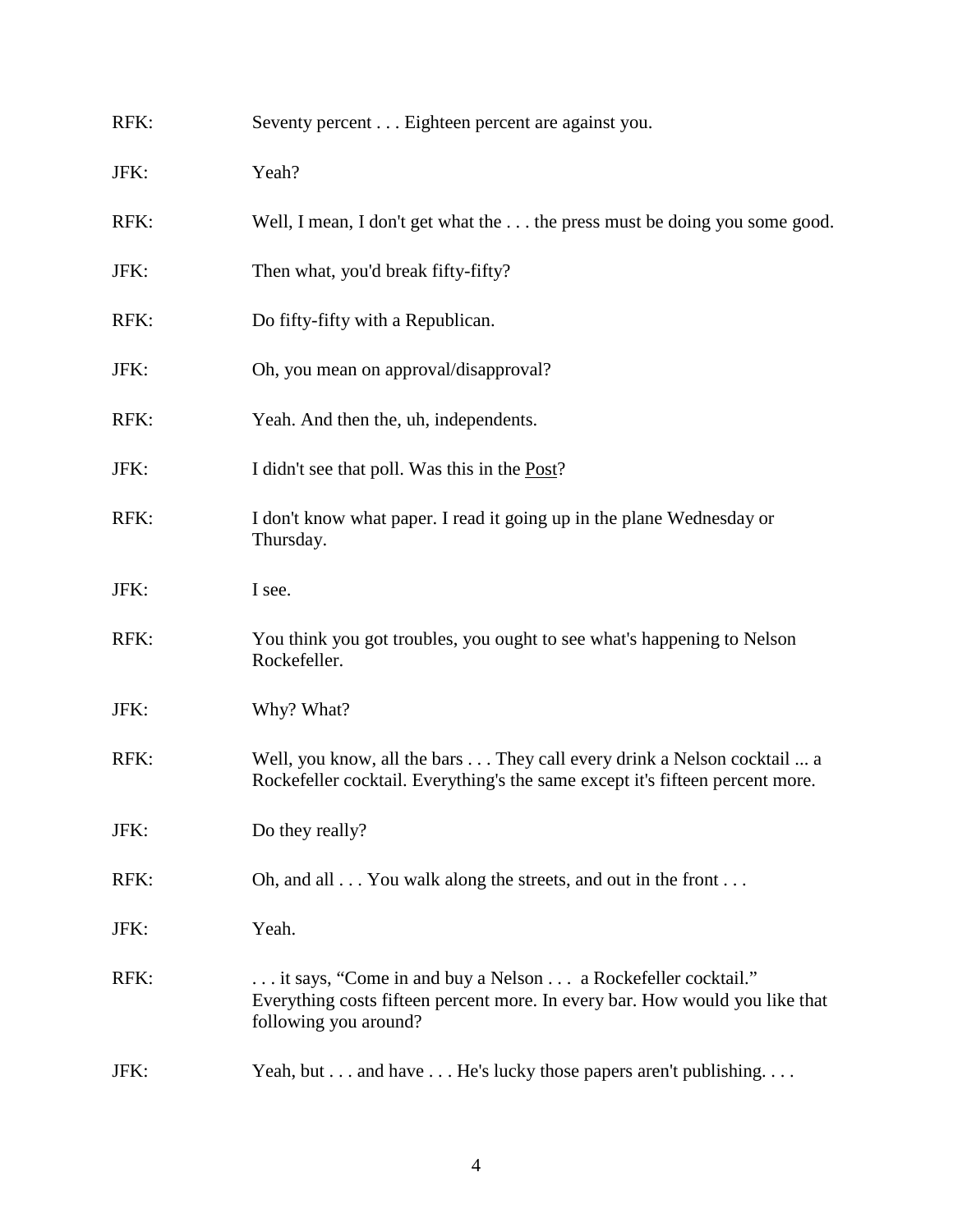RFK: Seventy percent . . . Eighteen percent are against you.

JFK: Yeah?

RFK: Well, I mean, I don't get what the . . . the press must be doing you some good.

JFK: Then what, you'd break fifty-fifty?

RFK: Do fifty-fifty with a Republican.

JFK: Oh, you mean on approval/disapproval?

RFK: Yeah. And then the, uh, independents.

JFK: I didn't see that poll. Was this in the Post?

RFK: I don't know what paper. I read it going up in the plane Wednesday or Thursday.

JFK: I see.

RFK: You think you got troubles, you ought to see what's happening to Nelson Rockefeller.

JFK: Why? What?

RFK: Well, you know, all the bars . . . They call every drink a Nelson cocktail ... a Rockefeller cocktail. Everything's the same except it's fifteen percent more.

JFK: Do they really?

RFK: Oh, and all . . . You walk along the streets, and out in the front . . .

JFK: Yeah.

RFK: . . . it says, "Come in and buy a Nelson . . . a Rockefeller cocktail." Everything costs fifteen percent more. In every bar. How would you like that following you around?

JFK: Yeah, but . . . and have . . . He's lucky those papers aren't publishing. . . .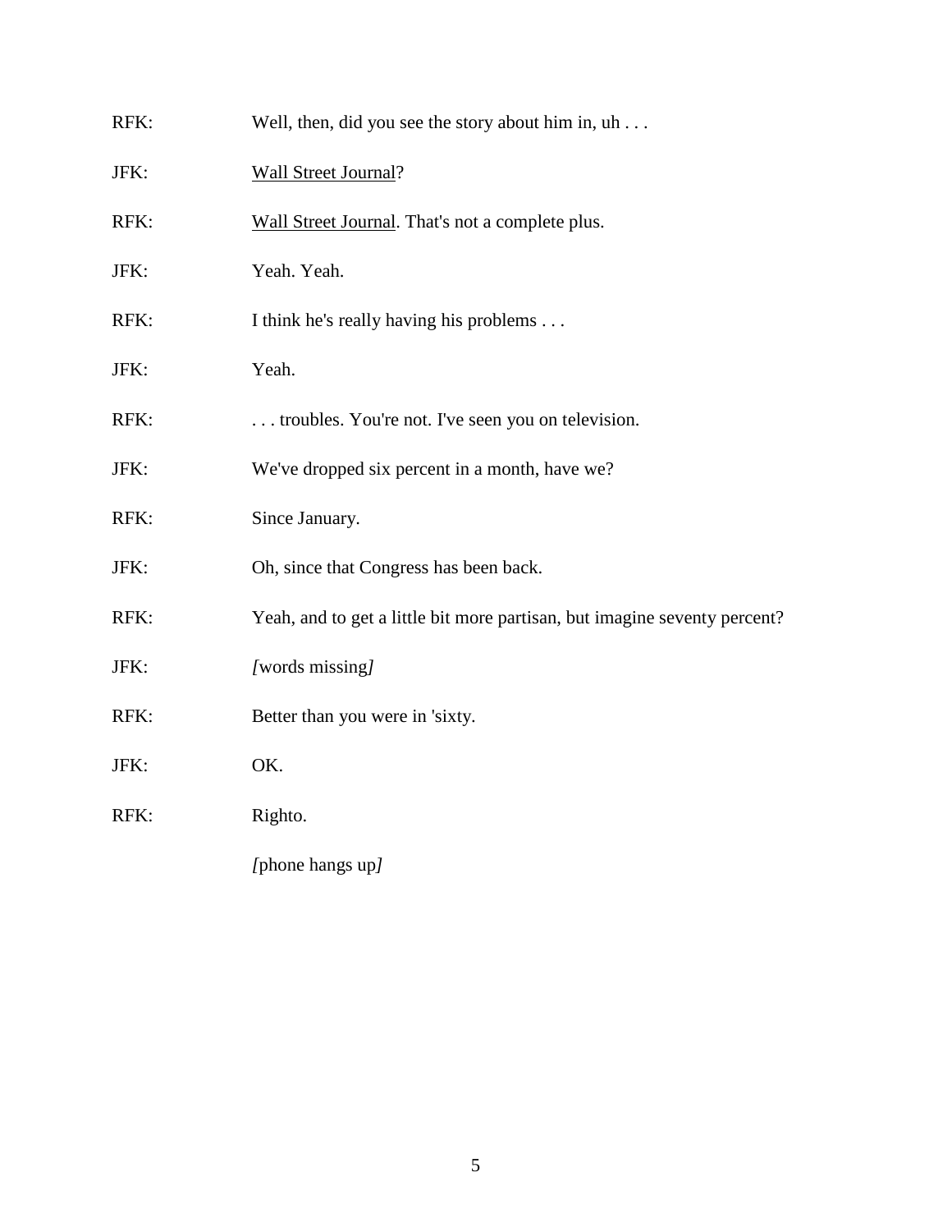RFK: Well, then, did you see the story about him in, uh . . .

JFK: <u>Wall Street Journal</u>?

RFK: <u>Wall Street Journal</u>. That's not a complete plus.

JFK: Yeah. Yeah.

RFK: I think he's really having his problems . . .

JFK: Yeah.

RFK: . . . troubles. You're not. I've seen you on television.

JFK: We've dropped six percent in a month, have we?

RFK: Since January.

JFK: Oh, since that Congress has been back.

RFK: Yeah, and to get a little bit more partisan, but imagine seventy percent?

JFK: *[*words missing*]*

RFK: Better than you were in 'sixty.

JFK: OK.

RFK: Righto.

*[*phone hangs up*]*